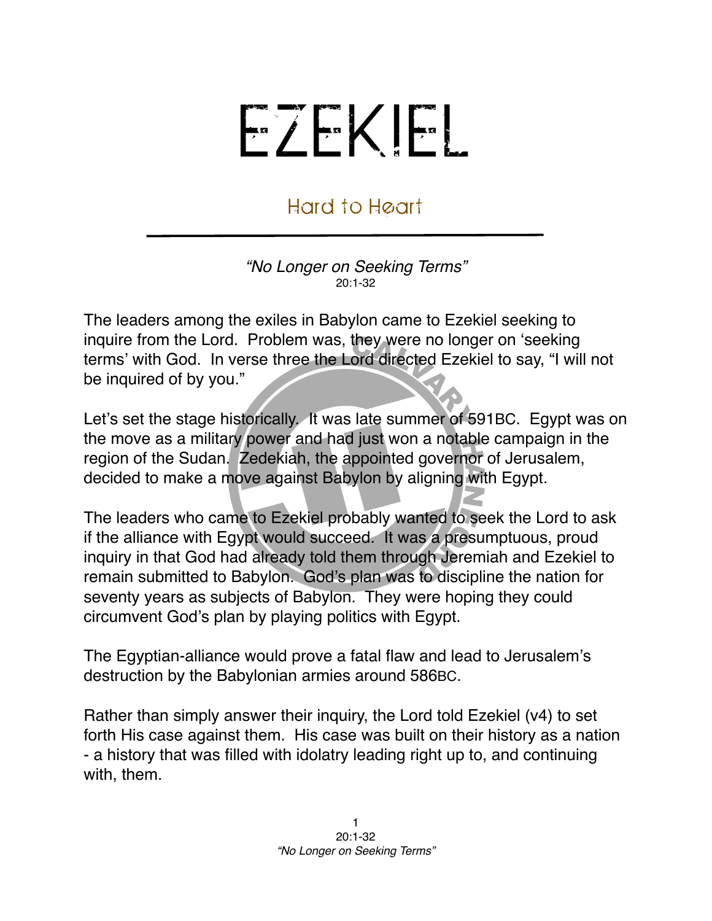# EZEKIEL

## Hard to Heart

*"No Longer on Seeking Terms"*
20:1-32

The leaders among the exiles in Babylon came to Ezekiel seeking to inquire from the Lord. Problem was, they were no longer on 'seeking terms' with God. In verse three the Lord directed Ezekiel to say, "I will not be inquired of by you."

Let's set the stage historically. It was late summer of 591BC. Egypt was on the move as a military power and had just won a notable campaign in the region of the Sudan. Zedekiah, the appointed governor of Jerusalem, decided to make a move against Babylon by aligning with Egypt.

The leaders who came to Ezekiel probably wanted to seek the Lord to ask if the alliance with Egypt would succeed. It was a presumptuous, proud inquiry in that God had already told them through Jeremiah and Ezekiel to remain submitted to Babylon. God's plan was to discipline the nation for seventy years as subjects of Babylon. They were hoping they could circumvent God's plan by playing politics with Egypt.

The Egyptian-alliance would prove a fatal flaw and lead to Jerusalem's destruction by the Babylonian armies around 586BC.

Rather than simply answer their inquiry, the Lord told Ezekiel (v4) to set forth His case against them. His case was built on their history as a nation - a history that was filled with idolatry leading right up to, and continuing with, them.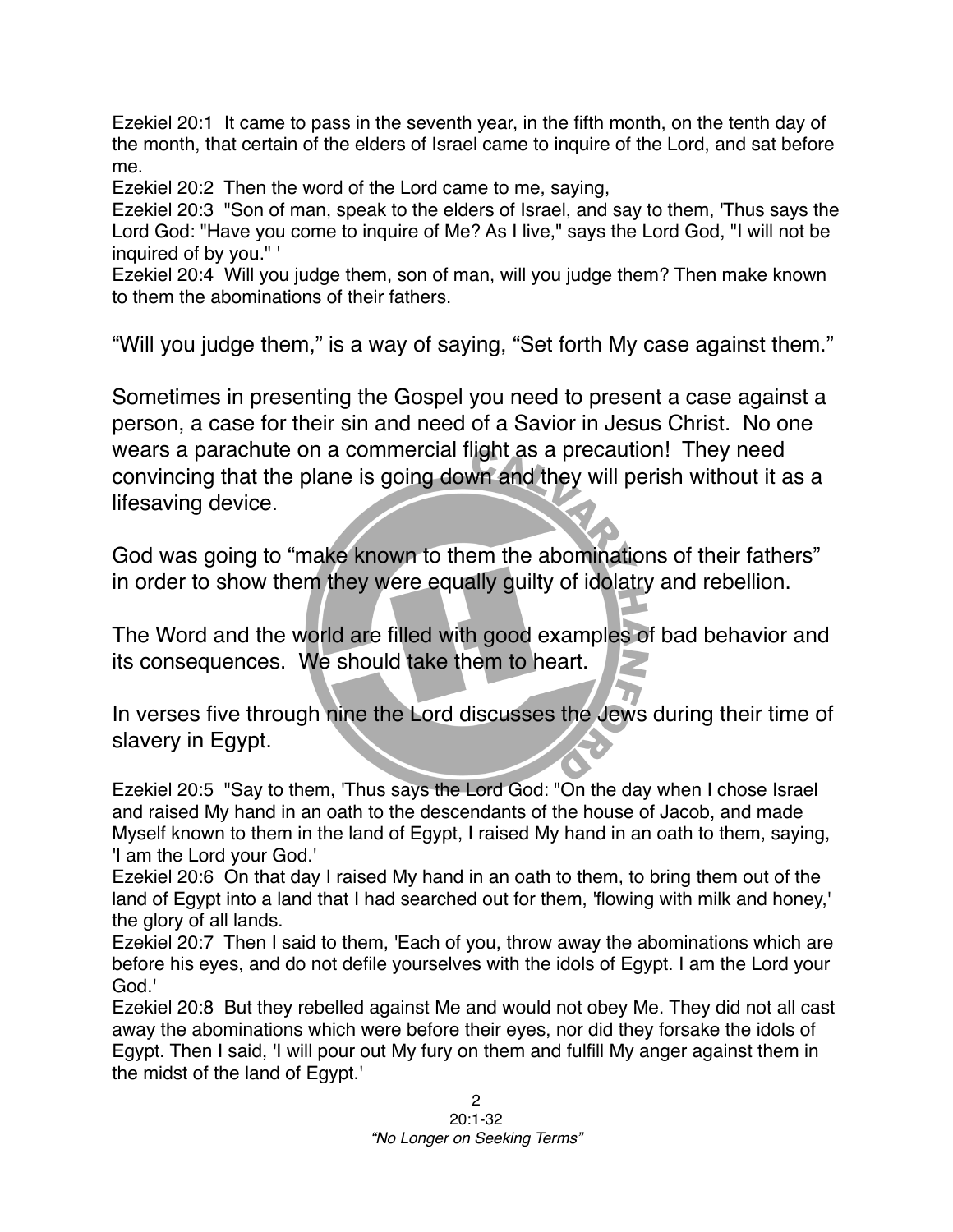Ezekiel 20:1 It came to pass in the seventh year, in the fifth month, on the tenth day of the month, that certain of the elders of Israel came to inquire of the Lord, and sat before me.

Ezekiel 20:2 Then the word of the Lord came to me, saying,

Ezekiel 20:3 "Son of man, speak to the elders of Israel, and say to them, 'Thus says the Lord God: "Have you come to inquire of Me? As I live," says the Lord God, "I will not be inquired of by you." '

Ezekiel 20:4 Will you judge them, son of man, will you judge them? Then make known to them the abominations of their fathers.

"Will you judge them," is a way of saying, "Set forth My case against them."

Sometimes in presenting the Gospel you need to present a case against a person, a case for their sin and need of a Savior in Jesus Christ. No one wears a parachute on a commercial flight as a precaution! They need convincing that the plane is going down and they will perish without it as a lifesaving device.

God was going to "make known to them the abominations of their fathers" in order to show them they were equally guilty of idolatry and rebellion.

The Word and the world are filled with good examples of bad behavior and its consequences. We should take them to heart.

In verses five through nine the Lord discusses the Jews during their time of slavery in Egypt.

Ezekiel 20:5 "Say to them, 'Thus says the Lord God: "On the day when I chose Israel and raised My hand in an oath to the descendants of the house of Jacob, and made Myself known to them in the land of Egypt, I raised My hand in an oath to them, saying, 'I am the Lord your God.'

Ezekiel 20:6 On that day I raised My hand in an oath to them, to bring them out of the land of Egypt into a land that I had searched out for them, 'flowing with milk and honey,' the glory of all lands.

Ezekiel 20:7 Then I said to them, 'Each of you, throw away the abominations which are before his eyes, and do not defile yourselves with the idols of Egypt. I am the Lord your God.'

Ezekiel 20:8 But they rebelled against Me and would not obey Me. They did not all cast away the abominations which were before their eyes, nor did they forsake the idols of Egypt. Then I said, 'I will pour out My fury on them and fulfill My anger against them in the midst of the land of Egypt.'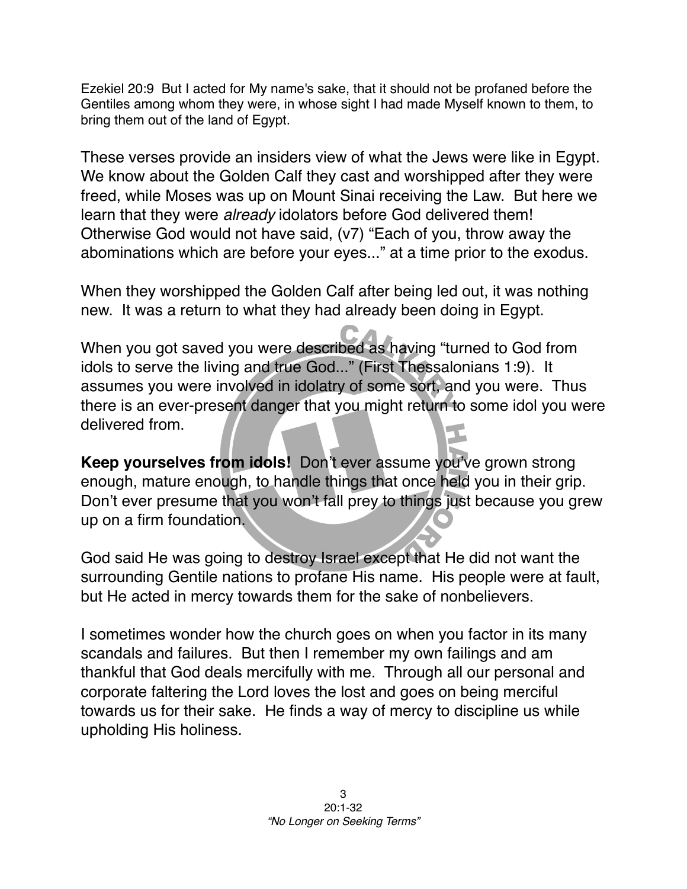Ezekiel 20:9  But I acted for My name's sake, that it should not be profaned before the Gentiles among whom they were, in whose sight I had made Myself known to them, to bring them out of the land of Egypt.

These verses provide an insiders view of what the Jews were like in Egypt. We know about the Golden Calf they cast and worshipped after they were freed, while Moses was up on Mount Sinai receiving the Law.  But here we learn that they were *already* idolators before God delivered them! Otherwise God would not have said, (v7) "Each of you, throw away the abominations which are before your eyes..." at a time prior to the exodus.

When they worshipped the Golden Calf after being led out, it was nothing new.  It was a return to what they had already been doing in Egypt.

When you got saved you were described as having "turned to God from idols to serve the living and true God..." (First Thessalonians 1:9).  It assumes you were involved in idolatry of some sort, and you were.  Thus there is an ever-present danger that you might return to some idol you were delivered from.

**Keep yourselves from idols!** Don't ever assume you've grown strong enough, mature enough, to handle things that once held you in their grip. Don't ever presume that you won't fall prey to things just because you grew up on a firm foundation.

God said He was going to destroy Israel except that He did not want the surrounding Gentile nations to profane His name.  His people were at fault, but He acted in mercy towards them for the sake of nonbelievers.

I sometimes wonder how the church goes on when you factor in its many scandals and failures.  But then I remember my own failings and am thankful that God deals mercifully with me.  Through all our personal and corporate faltering the Lord loves the lost and goes on being merciful towards us for their sake.  He finds a way of mercy to discipline us while upholding His holiness.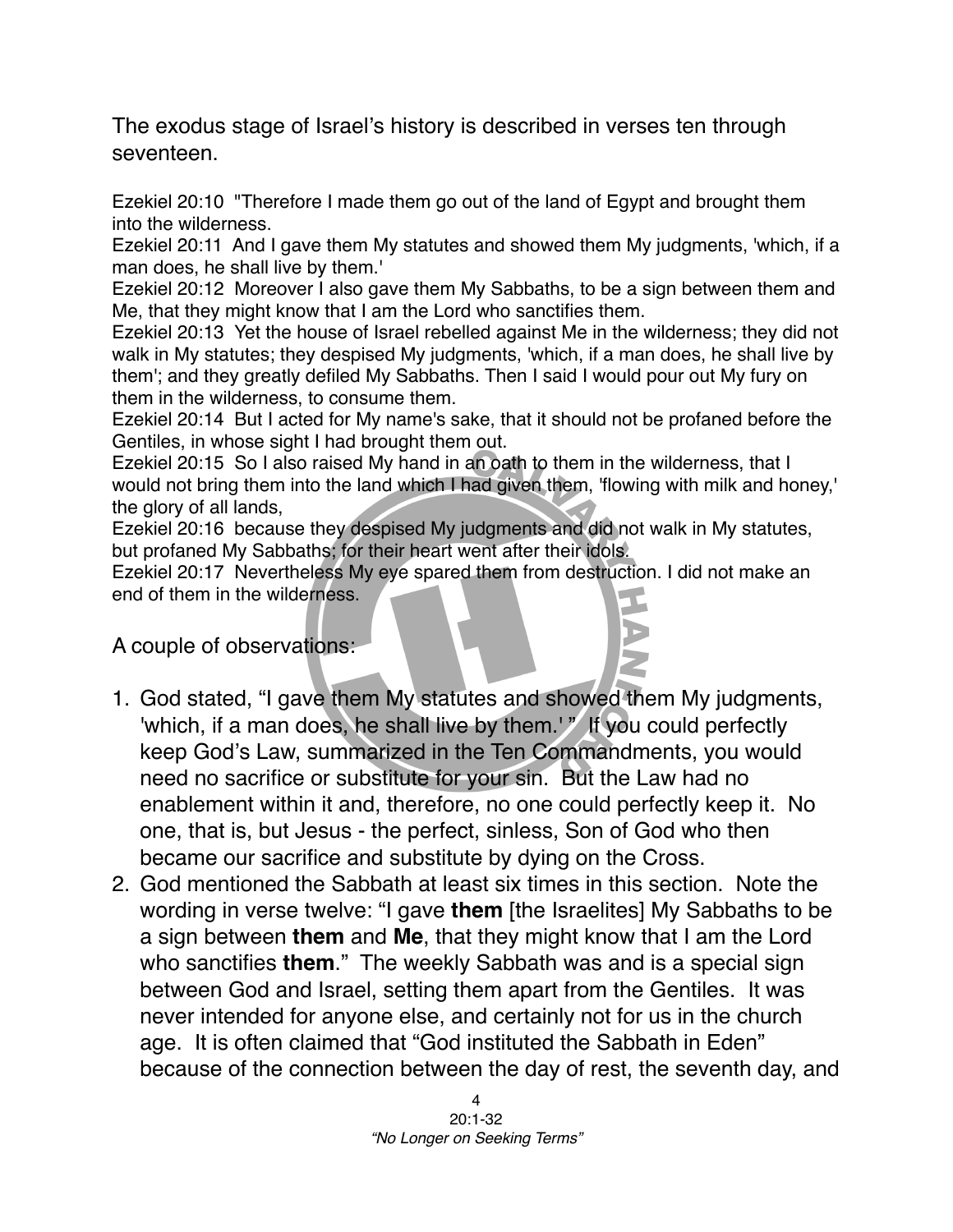The exodus stage of Israel's history is described in verses ten through seventeen.

Ezekiel 20:10 "Therefore I made them go out of the land of Egypt and brought them into the wilderness.
Ezekiel 20:11 And I gave them My statutes and showed them My judgments, 'which, if a man does, he shall live by them.'
Ezekiel 20:12 Moreover I also gave them My Sabbaths, to be a sign between them and Me, that they might know that I am the Lord who sanctifies them.
Ezekiel 20:13 Yet the house of Israel rebelled against Me in the wilderness; they did not walk in My statutes; they despised My judgments, 'which, if a man does, he shall live by them'; and they greatly defiled My Sabbaths. Then I said I would pour out My fury on them in the wilderness, to consume them.
Ezekiel 20:14 But I acted for My name's sake, that it should not be profaned before the Gentiles, in whose sight I had brought them out.
Ezekiel 20:15 So I also raised My hand in an oath to them in the wilderness, that I would not bring them into the land which I had given them, 'flowing with milk and honey,' the glory of all lands,
Ezekiel 20:16 because they despised My judgments and did not walk in My statutes, but profaned My Sabbaths; for their heart went after their idols.
Ezekiel 20:17 Nevertheless My eye spared them from destruction. I did not make an end of them in the wilderness.

A couple of observations:

1. God stated, "I gave them My statutes and showed them My judgments, 'which, if a man does, he shall live by them.' " If you could perfectly keep God's Law, summarized in the Ten Commandments, you would need no sacrifice or substitute for your sin. But the Law had no enablement within it and, therefore, no one could perfectly keep it. No one, that is, but Jesus - the perfect, sinless, Son of God who then became our sacrifice and substitute by dying on the Cross.
2. God mentioned the Sabbath at least six times in this section. Note the wording in verse twelve: "I gave **them** [the Israelites] My Sabbaths to be a sign between **them** and **Me**, that they might know that I am the Lord who sanctifies **them**." The weekly Sabbath was and is a special sign between God and Israel, setting them apart from the Gentiles. It was never intended for anyone else, and certainly not for us in the church age. It is often claimed that "God instituted the Sabbath in Eden" because of the connection between the day of rest, the seventh day, and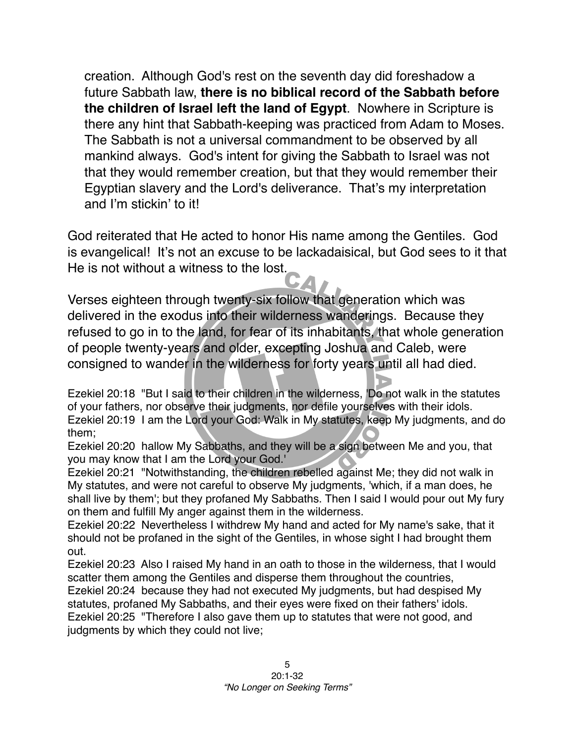creation. Although God's rest on the seventh day did foreshadow a future Sabbath law, **there is no biblical record of the Sabbath before the children of Israel left the land of Egypt**. Nowhere in Scripture is there any hint that Sabbath-keeping was practiced from Adam to Moses. The Sabbath is not a universal commandment to be observed by all mankind always. God's intent for giving the Sabbath to Israel was not that they would remember creation, but that they would remember their Egyptian slavery and the Lord's deliverance. That's my interpretation and I'm stickin' to it!

God reiterated that He acted to honor His name among the Gentiles. God is evangelical! It's not an excuse to be lackadaisical, but God sees to it that He is not without a witness to the lost.

Verses eighteen through twenty-six follow that generation which was delivered in the exodus into their wilderness wanderings. Because they refused to go in to the land, for fear of its inhabitants, that whole generation of people twenty-years and older, excepting Joshua and Caleb, were consigned to wander in the wilderness for forty years until all had died.

Ezekiel 20:18 "But I said to their children in the wilderness, 'Do not walk in the statutes of your fathers, nor observe their judgments, nor defile yourselves with their idols.
Ezekiel 20:19 I am the Lord your God: Walk in My statutes, keep My judgments, and do them;
Ezekiel 20:20 hallow My Sabbaths, and they will be a sign between Me and you, that you may know that I am the Lord your God.'
Ezekiel 20:21 "Notwithstanding, the children rebelled against Me; they did not walk in My statutes, and were not careful to observe My judgments, 'which, if a man does, he shall live by them'; but they profaned My Sabbaths. Then I said I would pour out My fury on them and fulfill My anger against them in the wilderness.
Ezekiel 20:22 Nevertheless I withdrew My hand and acted for My name's sake, that it should not be profaned in the sight of the Gentiles, in whose sight I had brought them out.
Ezekiel 20:23 Also I raised My hand in an oath to those in the wilderness, that I would scatter them among the Gentiles and disperse them throughout the countries,
Ezekiel 20:24 because they had not executed My judgments, but had despised My statutes, profaned My Sabbaths, and their eyes were fixed on their fathers' idols.
Ezekiel 20:25 "Therefore I also gave them up to statutes that were not good, and judgments by which they could not live;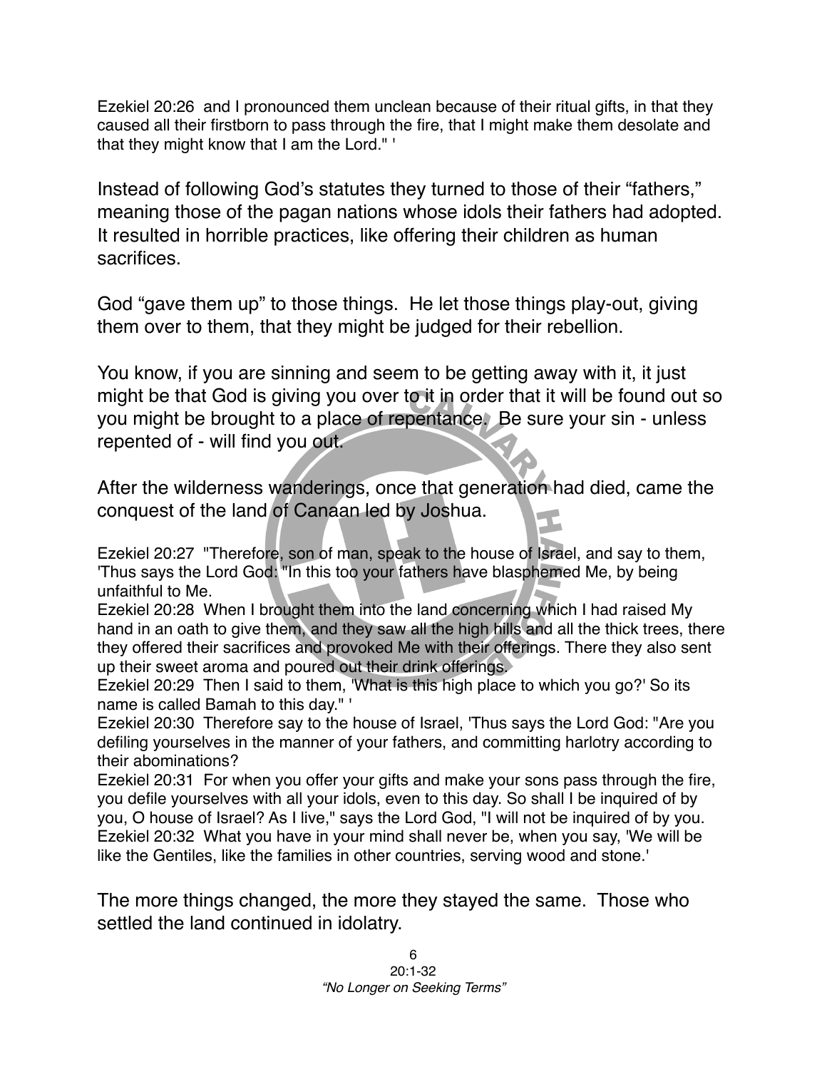Ezekiel 20:26 and I pronounced them unclean because of their ritual gifts, in that they caused all their firstborn to pass through the fire, that I might make them desolate and that they might know that I am the Lord." '

Instead of following God's statutes they turned to those of their "fathers," meaning those of the pagan nations whose idols their fathers had adopted. It resulted in horrible practices, like offering their children as human sacrifices.

God "gave them up" to those things. He let those things play-out, giving them over to them, that they might be judged for their rebellion.

You know, if you are sinning and seem to be getting away with it, it just might be that God is giving you over to it in order that it will be found out so you might be brought to a place of repentance. Be sure your sin - unless repented of - will find you out.

After the wilderness wanderings, once that generation had died, came the conquest of the land of Canaan led by Joshua.

Ezekiel 20:27 "Therefore, son of man, speak to the house of Israel, and say to them, 'Thus says the Lord God: "In this too your fathers have blasphemed Me, by being unfaithful to Me.
Ezekiel 20:28 When I brought them into the land concerning which I had raised My hand in an oath to give them, and they saw all the high hills and all the thick trees, there they offered their sacrifices and provoked Me with their offerings. There they also sent up their sweet aroma and poured out their drink offerings.
Ezekiel 20:29 Then I said to them, 'What is this high place to which you go?' So its name is called Bamah to this day." '
Ezekiel 20:30 Therefore say to the house of Israel, 'Thus says the Lord God: "Are you defiling yourselves in the manner of your fathers, and committing harlotry according to their abominations?
Ezekiel 20:31 For when you offer your gifts and make your sons pass through the fire, you defile yourselves with all your idols, even to this day. So shall I be inquired of by you, O house of Israel? As I live," says the Lord God, "I will not be inquired of by you.
Ezekiel 20:32 What you have in your mind shall never be, when you say, 'We will be like the Gentiles, like the families in other countries, serving wood and stone.'

The more things changed, the more they stayed the same. Those who settled the land continued in idolatry.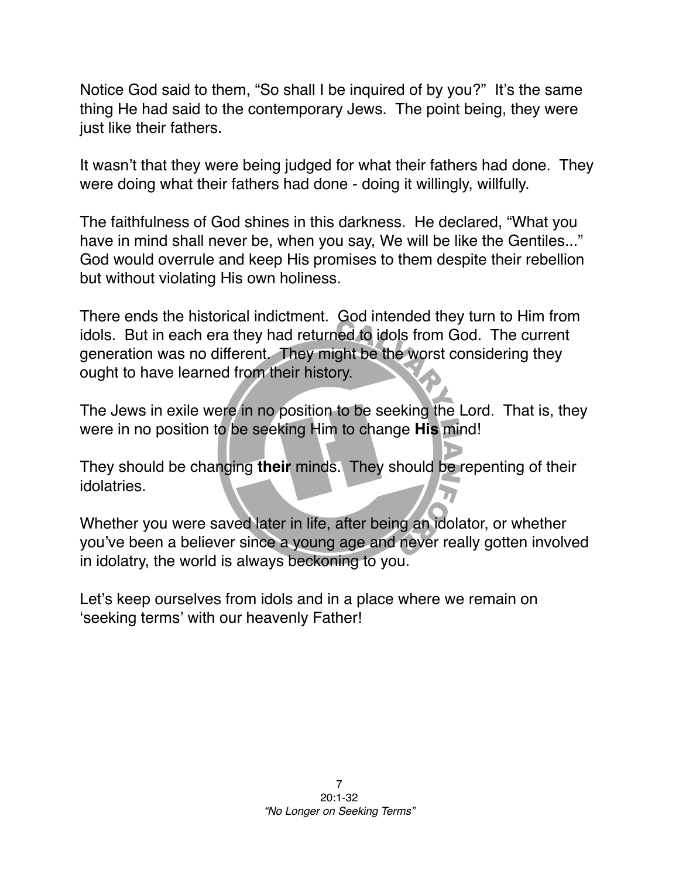Notice God said to them, “So shall I be inquired of by you?” It’s the same thing He had said to the contemporary Jews. The point being, they were just like their fathers.

It wasn’t that they were being judged for what their fathers had done. They were doing what their fathers had done - doing it willingly, willfully.

The faithfulness of God shines in this darkness. He declared, “What you have in mind shall never be, when you say, We will be like the Gentiles...” God would overrule and keep His promises to them despite their rebellion but without violating His own holiness.

There ends the historical indictment. God intended they turn to Him from idols. But in each era they had returned to idols from God. The current generation was no different. They might be the worst considering they ought to have learned from their history.

The Jews in exile were in no position to be seeking the Lord. That is, they were in no position to be seeking Him to change **His** mind!

They should be changing **their** minds. They should be repenting of their idolatries.

Whether you were saved later in life, after being an idolator, or whether you’ve been a believer since a young age and never really gotten involved in idolatry, the world is always beckoning to you.

Let’s keep ourselves from idols and in a place where we remain on ‘seeking terms’ with our heavenly Father!